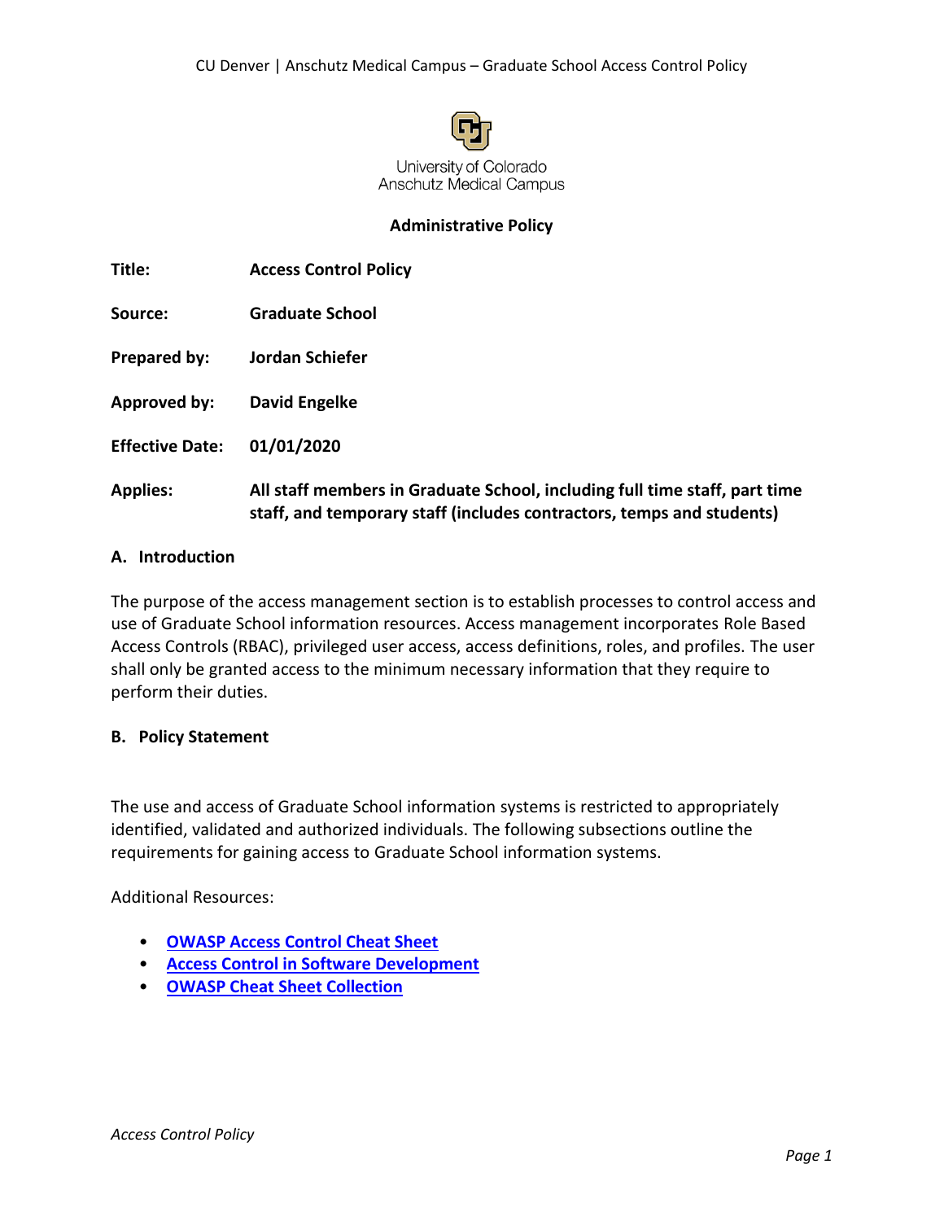University of Colorado
Anschutz Medical Campus

**Administrative Policy**

| | |
|---|---|
| **Title:** | **Access Control Policy** |
| **Source:** | **Graduate School** |
| **Prepared by:** | **Jordan Schiefer** |
| **Approved by:** | **David Engelke** |
| **Effective Date:** | **01/01/2020** |
| **Applies:** | **All staff members in Graduate School, including full time staff, part time staff, and temporary staff (includes contractors, temps and students)** |

## A. Introduction

The purpose of the access management section is to establish processes to control access and use of Graduate School information resources. Access management incorporates Role Based Access Controls (RBAC), privileged user access, access definitions, roles, and profiles. The user shall only be granted access to the minimum necessary information that they require to perform their duties.

## B. Policy Statement

The use and access of Graduate School information systems is restricted to appropriately identified, validated and authorized individuals. The following subsections outline the requirements for gaining access to Graduate School information systems.

Additional Resources:

- **OWASP Access Control Cheat Sheet**
- **Access Control in Software Development**
- **OWASP Cheat Sheet Collection**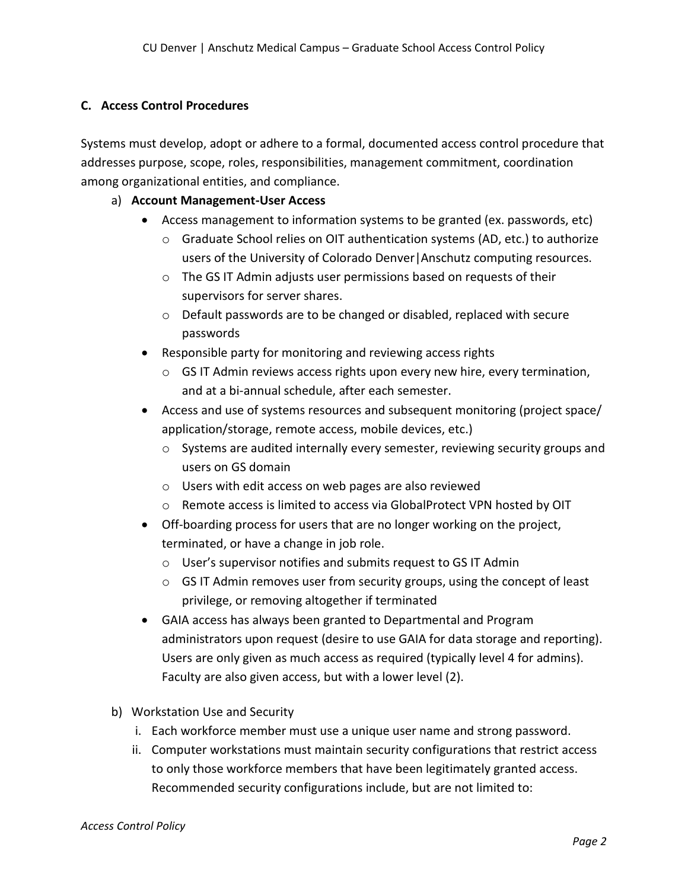### C. Access Control Procedures

Systems must develop, adopt or adhere to a formal, documented access control procedure that addresses purpose, scope, roles, responsibilities, management commitment, coordination among organizational entities, and compliance.

a) **Account Management-User Access**
   - Access management to information systems to be granted (ex. passwords, etc)
     - Graduate School relies on OIT authentication systems (AD, etc.) to authorize users of the University of Colorado Denver|Anschutz computing resources.
     - The GS IT Admin adjusts user permissions based on requests of their supervisors for server shares.
     - Default passwords are to be changed or disabled, replaced with secure passwords
   - Responsible party for monitoring and reviewing access rights
     - GS IT Admin reviews access rights upon every new hire, every termination, and at a bi-annual schedule, after each semester.
   - Access and use of systems resources and subsequent monitoring (project space/ application/storage, remote access, mobile devices, etc.)
     - Systems are audited internally every semester, reviewing security groups and users on GS domain
     - Users with edit access on web pages are also reviewed
     - Remote access is limited to access via GlobalProtect VPN hosted by OIT
   - Off-boarding process for users that are no longer working on the project, terminated, or have a change in job role.
     - User's supervisor notifies and submits request to GS IT Admin
     - GS IT Admin removes user from security groups, using the concept of least privilege, or removing altogether if terminated
   - GAIA access has always been granted to Departmental and Program administrators upon request (desire to use GAIA for data storage and reporting). Users are only given as much access as required (typically level 4 for admins). Faculty are also given access, but with a lower level (2).

b) Workstation Use and Security
   i. Each workforce member must use a unique user name and strong password.
   ii. Computer workstations must maintain security configurations that restrict access to only those workforce members that have been legitimately granted access. Recommended security configurations include, but are not limited to: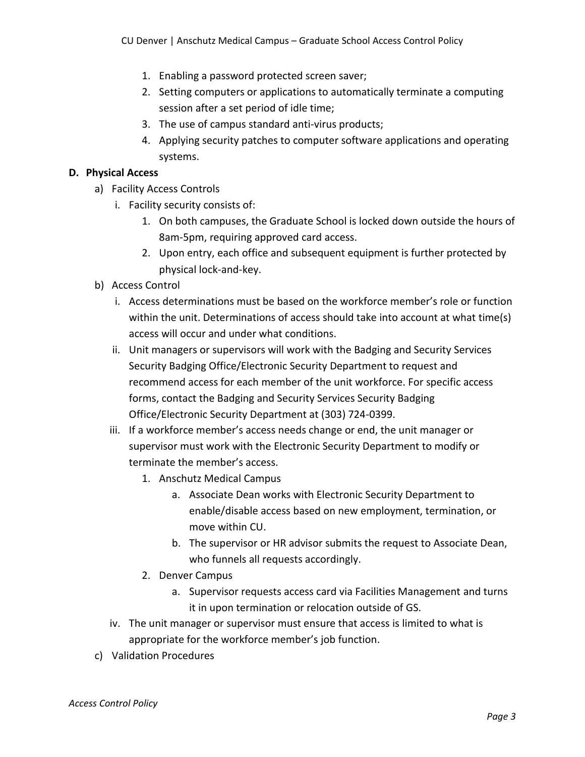1. Enabling a password protected screen saver;
2. Setting computers or applications to automatically terminate a computing session after a set period of idle time;
3. The use of campus standard anti-virus products;
4. Applying security patches to computer software applications and operating systems.

**D. Physical Access**

a) Facility Access Controls

  i. Facility security consists of:

    1. On both campuses, the Graduate School is locked down outside the hours of 8am-5pm, requiring approved card access.
    2. Upon entry, each office and subsequent equipment is further protected by physical lock-and-key.

b) Access Control

  i. Access determinations must be based on the workforce member's role or function within the unit. Determinations of access should take into account at what time(s) access will occur and under what conditions.

  ii. Unit managers or supervisors will work with the Badging and Security Services Security Badging Office/Electronic Security Department to request and recommend access for each member of the unit workforce. For specific access forms, contact the Badging and Security Services Security Badging Office/Electronic Security Department at (303) 724-0399.

  iii. If a workforce member's access needs change or end, the unit manager or supervisor must work with the Electronic Security Department to modify or terminate the member's access.

    1. Anschutz Medical Campus
       a. Associate Dean works with Electronic Security Department to enable/disable access based on new employment, termination, or move within CU.
       b. The supervisor or HR advisor submits the request to Associate Dean, who funnels all requests accordingly.
    2. Denver Campus
       a. Supervisor requests access card via Facilities Management and turns it in upon termination or relocation outside of GS.

  iv. The unit manager or supervisor must ensure that access is limited to what is appropriate for the workforce member's job function.

c) Validation Procedures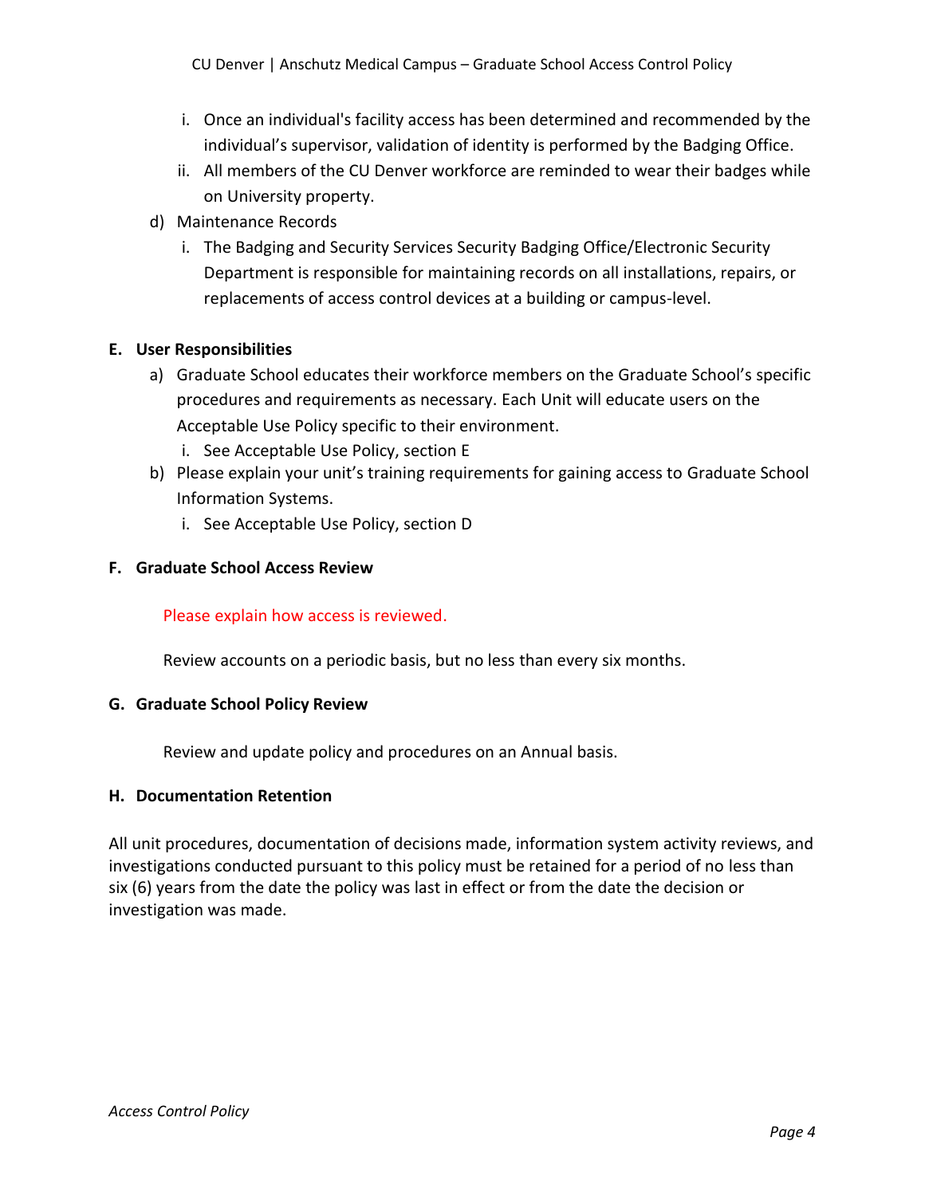i. Once an individual's facility access has been determined and recommended by the individual's supervisor, validation of identity is performed by the Badging Office.
   ii. All members of the CU Denver workforce are reminded to wear their badges while on University property.

d) Maintenance Records
   i. The Badging and Security Services Security Badging Office/Electronic Security Department is responsible for maintaining records on all installations, repairs, or replacements of access control devices at a building or campus-level.

**E. User Responsibilities**

a) Graduate School educates their workforce members on the Graduate School's specific procedures and requirements as necessary. Each Unit will educate users on the Acceptable Use Policy specific to their environment.
   i. See Acceptable Use Policy, section E

b) Please explain your unit's training requirements for gaining access to Graduate School Information Systems.
   i. See Acceptable Use Policy, section D

**F. Graduate School Access Review**

Please explain how access is reviewed.

Review accounts on a periodic basis, but no less than every six months.

**G. Graduate School Policy Review**

Review and update policy and procedures on an Annual basis.

**H. Documentation Retention**

All unit procedures, documentation of decisions made, information system activity reviews, and investigations conducted pursuant to this policy must be retained for a period of no less than six (6) years from the date the policy was last in effect or from the date the decision or investigation was made.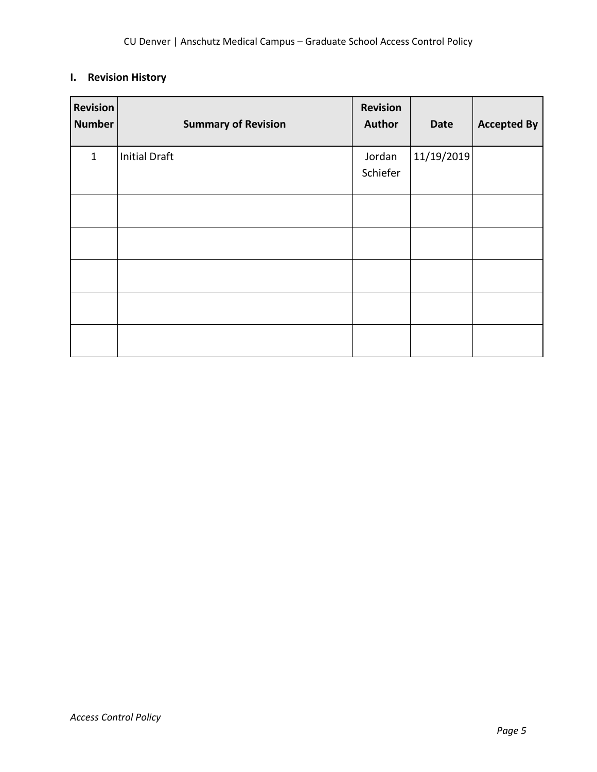## I. Revision History

| Revision Number | Summary of Revision | Revision Author | Date | Accepted By |
|---|---|---|---|---|
| 1 | Initial Draft | Jordan Schiefer | 11/19/2019 | |
| | | | | |
| | | | | |
| | | | | |
| | | | | |
| | | | | |